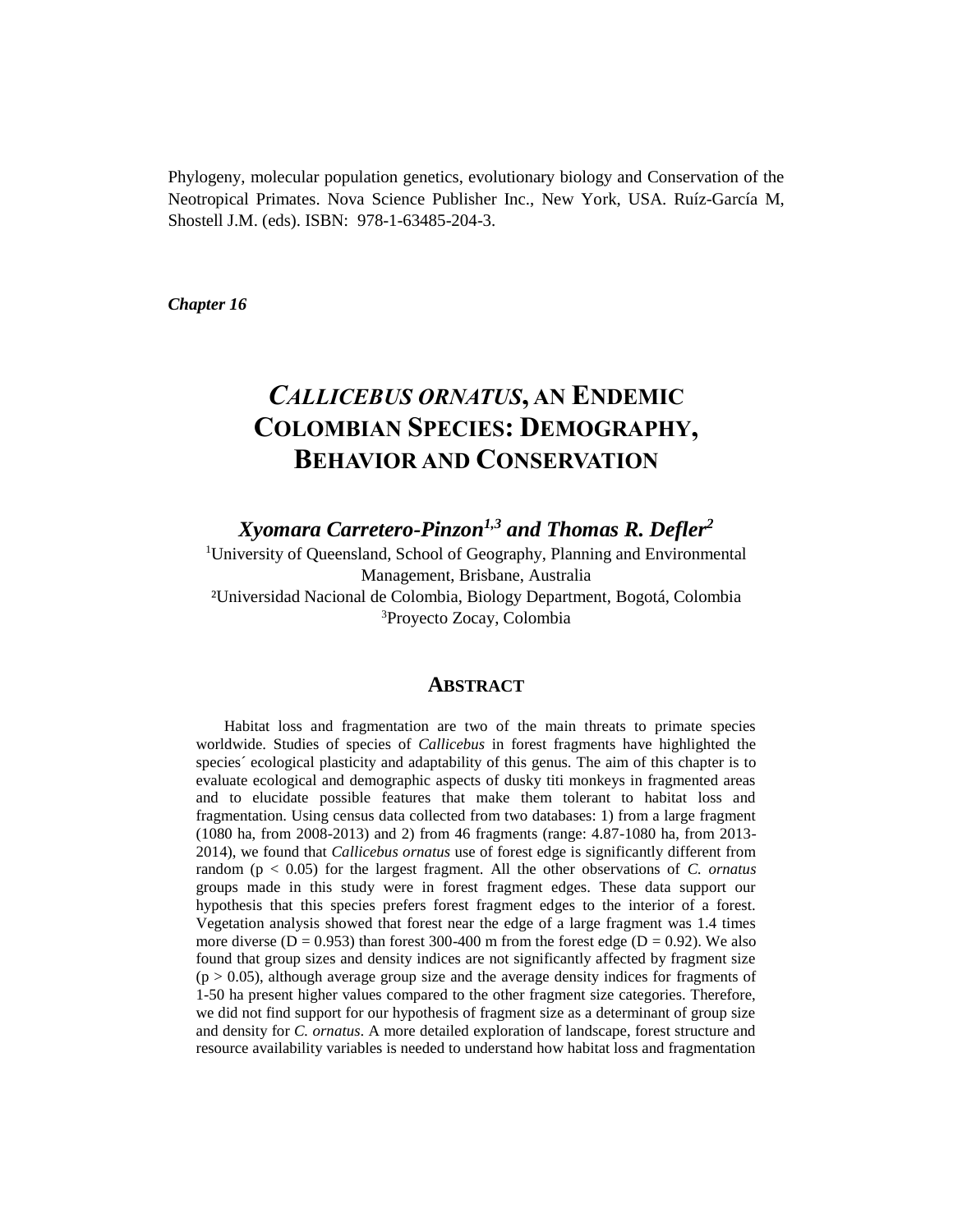Phylogeny, molecular population genetics, evolutionary biology and Conservation of the Neotropical Primates. Nova Science Publisher Inc., New York, USA. Ruíz-García M, Shostell J.M. (eds). ISBN: 978-1-63485-204-3.

***Chapter 16***

# *CALLICEBUS ORNATUS*, AN ENDEMIC COLOMBIAN SPECIES: DEMOGRAPHY, BEHAVIOR AND CONSERVATION

***Xyomara Carretero-Pinzon[1,3] and Thomas R. Defler[2]***

[1]University of Queensland, School of Geography, Planning and Environmental Management, Brisbane, Australia
[2]Universidad Nacional de Colombia, Biology Department, Bogotá, Colombia
[3]Proyecto Zocay, Colombia

## ABSTRACT

Habitat loss and fragmentation are two of the main threats to primate species worldwide. Studies of species of *Callicebus* in forest fragments have highlighted the species´ ecological plasticity and adaptability of this genus. The aim of this chapter is to evaluate ecological and demographic aspects of dusky titi monkeys in fragmented areas and to elucidate possible features that make them tolerant to habitat loss and fragmentation. Using census data collected from two databases: 1) from a large fragment (1080 ha, from 2008-2013) and 2) from 46 fragments (range: 4.87-1080 ha, from 2013-2014), we found that *Callicebus ornatus* use of forest edge is significantly different from random ($p < 0.05$) for the largest fragment. All the other observations of *C. ornatus* groups made in this study were in forest fragment edges. These data support our hypothesis that this species prefers forest fragment edges to the interior of a forest. Vegetation analysis showed that forest near the edge of a large fragment was 1.4 times more diverse ($D = 0.953$) than forest 300-400 m from the forest edge ($D = 0.92$). We also found that group sizes and density indices are not significantly affected by fragment size ($p > 0.05$), although average group size and the average density indices for fragments of 1-50 ha present higher values compared to the other fragment size categories. Therefore, we did not find support for our hypothesis of fragment size as a determinant of group size and density for *C. ornatus*. A more detailed exploration of landscape, forest structure and resource availability variables is needed to understand how habitat loss and fragmentation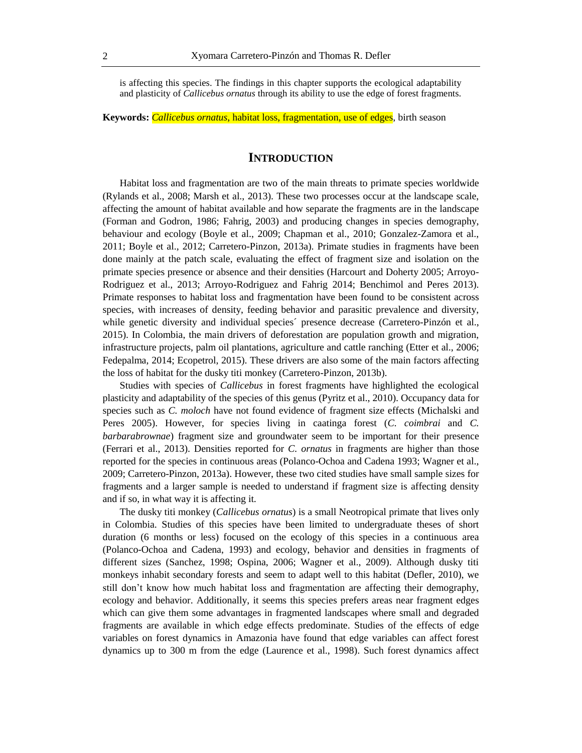is affecting this species. The findings in this chapter supports the ecological adaptability and plasticity of *Callicebus ornatus* through its ability to use the edge of forest fragments.

**Keywords:** *Callicebus ornatus*, habitat loss, fragmentation, use of edges, birth season

## INTRODUCTION

Habitat loss and fragmentation are two of the main threats to primate species worldwide (Rylands et al., 2008; Marsh et al., 2013). These two processes occur at the landscape scale, affecting the amount of habitat available and how separate the fragments are in the landscape (Forman and Godron, 1986; Fahrig, 2003) and producing changes in species demography, behaviour and ecology (Boyle et al., 2009; Chapman et al., 2010; Gonzalez-Zamora et al., 2011; Boyle et al., 2012; Carretero-Pinzon, 2013a). Primate studies in fragments have been done mainly at the patch scale, evaluating the effect of fragment size and isolation on the primate species presence or absence and their densities (Harcourt and Doherty 2005; Arroyo-Rodriguez et al., 2013; Arroyo-Rodriguez and Fahrig 2014; Benchimol and Peres 2013). Primate responses to habitat loss and fragmentation have been found to be consistent across species, with increases of density, feeding behavior and parasitic prevalence and diversity, while genetic diversity and individual species´ presence decrease (Carretero-Pinzón et al., 2015). In Colombia, the main drivers of deforestation are population growth and migration, infrastructure projects, palm oil plantations, agriculture and cattle ranching (Etter et al., 2006; Fedepalma, 2014; Ecopetrol, 2015). These drivers are also some of the main factors affecting the loss of habitat for the dusky titi monkey (Carretero-Pinzon, 2013b).

Studies with species of *Callicebus* in forest fragments have highlighted the ecological plasticity and adaptability of the species of this genus (Pyritz et al., 2010). Occupancy data for species such as *C. moloch* have not found evidence of fragment size effects (Michalski and Peres 2005). However, for species living in caatinga forest (*C. coimbrai* and *C. barbarabrownae*) fragment size and groundwater seem to be important for their presence (Ferrari et al., 2013). Densities reported for *C. ornatus* in fragments are higher than those reported for the species in continuous areas (Polanco-Ochoa and Cadena 1993; Wagner et al., 2009; Carretero-Pinzon, 2013a). However, these two cited studies have small sample sizes for fragments and a larger sample is needed to understand if fragment size is affecting density and if so, in what way it is affecting it.

The dusky titi monkey (*Callicebus ornatus*) is a small Neotropical primate that lives only in Colombia. Studies of this species have been limited to undergraduate theses of short duration (6 months or less) focused on the ecology of this species in a continuous area (Polanco-Ochoa and Cadena, 1993) and ecology, behavior and densities in fragments of different sizes (Sanchez, 1998; Ospina, 2006; Wagner et al., 2009). Although dusky titi monkeys inhabit secondary forests and seem to adapt well to this habitat (Defler, 2010), we still don't know how much habitat loss and fragmentation are affecting their demography, ecology and behavior. Additionally, it seems this species prefers areas near fragment edges which can give them some advantages in fragmented landscapes where small and degraded fragments are available in which edge effects predominate. Studies of the effects of edge variables on forest dynamics in Amazonia have found that edge variables can affect forest dynamics up to 300 m from the edge (Laurence et al., 1998). Such forest dynamics affect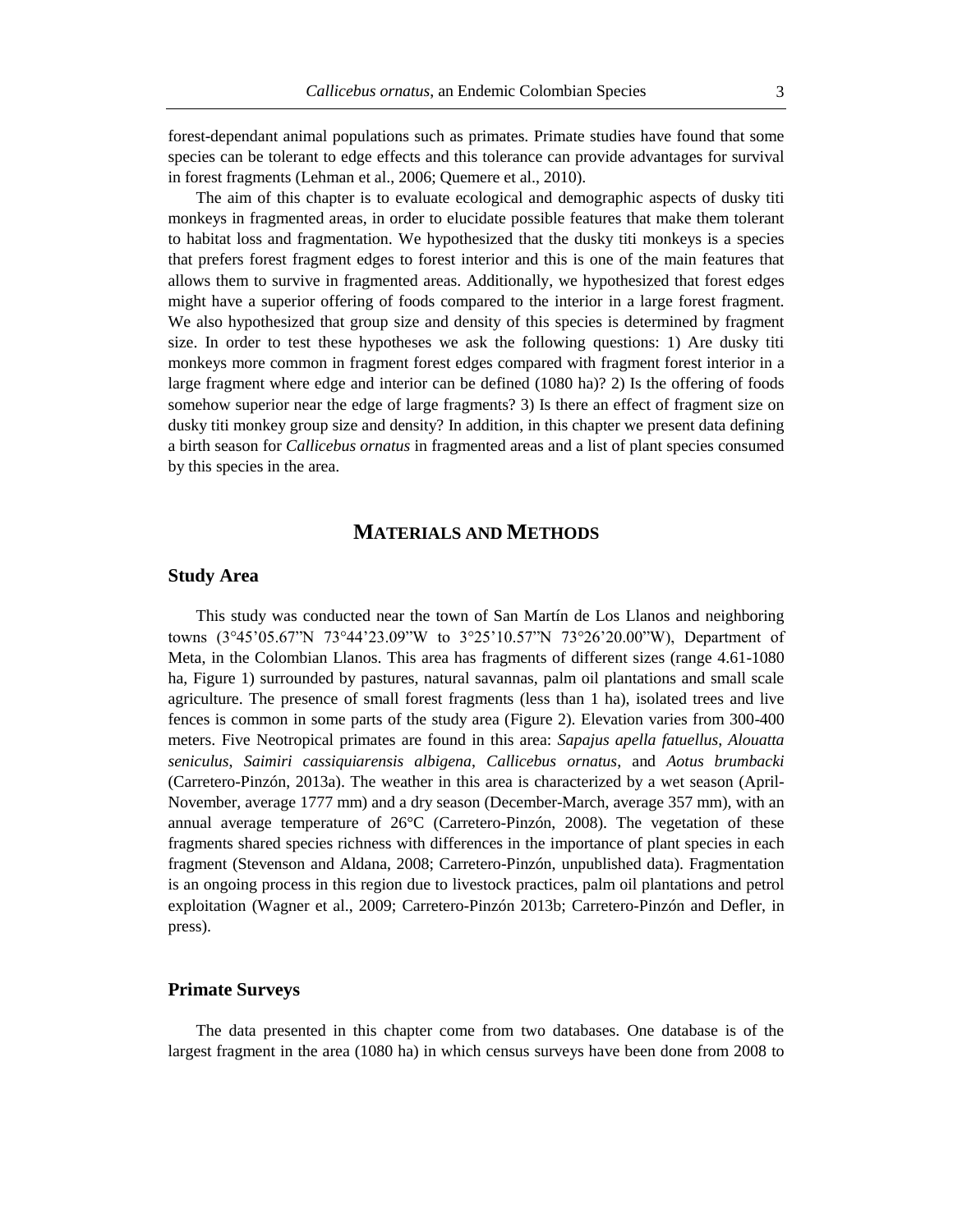forest-dependant animal populations such as primates. Primate studies have found that some species can be tolerant to edge effects and this tolerance can provide advantages for survival in forest fragments (Lehman et al., 2006; Quemere et al., 2010).

The aim of this chapter is to evaluate ecological and demographic aspects of dusky titi monkeys in fragmented areas, in order to elucidate possible features that make them tolerant to habitat loss and fragmentation. We hypothesized that the dusky titi monkeys is a species that prefers forest fragment edges to forest interior and this is one of the main features that allows them to survive in fragmented areas. Additionally, we hypothesized that forest edges might have a superior offering of foods compared to the interior in a large forest fragment. We also hypothesized that group size and density of this species is determined by fragment size. In order to test these hypotheses we ask the following questions: 1) Are dusky titi monkeys more common in fragment forest edges compared with fragment forest interior in a large fragment where edge and interior can be defined (1080 ha)? 2) Is the offering of foods somehow superior near the edge of large fragments? 3) Is there an effect of fragment size on dusky titi monkey group size and density? In addition, in this chapter we present data defining a birth season for *Callicebus ornatus* in fragmented areas and a list of plant species consumed by this species in the area.

## MATERIALS AND METHODS

### Study Area

This study was conducted near the town of San Martín de Los Llanos and neighboring towns (3°45'05.67"N 73°44'23.09"W to 3°25'10.57"N 73°26'20.00"W), Department of Meta, in the Colombian Llanos. This area has fragments of different sizes (range 4.61-1080 ha, Figure 1) surrounded by pastures, natural savannas, palm oil plantations and small scale agriculture. The presence of small forest fragments (less than 1 ha), isolated trees and live fences is common in some parts of the study area (Figure 2). Elevation varies from 300-400 meters. Five Neotropical primates are found in this area: *Sapajus apella fatuellus*, *Alouatta seniculus*, *Saimiri cassiquiarensis albigena*, *Callicebus ornatus*, and *Aotus brumbacki* (Carretero-Pinzón, 2013a). The weather in this area is characterized by a wet season (April-November, average 1777 mm) and a dry season (December-March, average 357 mm), with an annual average temperature of 26°C (Carretero-Pinzón, 2008). The vegetation of these fragments shared species richness with differences in the importance of plant species in each fragment (Stevenson and Aldana, 2008; Carretero-Pinzón, unpublished data). Fragmentation is an ongoing process in this region due to livestock practices, palm oil plantations and petrol exploitation (Wagner et al., 2009; Carretero-Pinzón 2013b; Carretero-Pinzón and Defler, in press).

### Primate Surveys

The data presented in this chapter come from two databases. One database is of the largest fragment in the area (1080 ha) in which census surveys have been done from 2008 to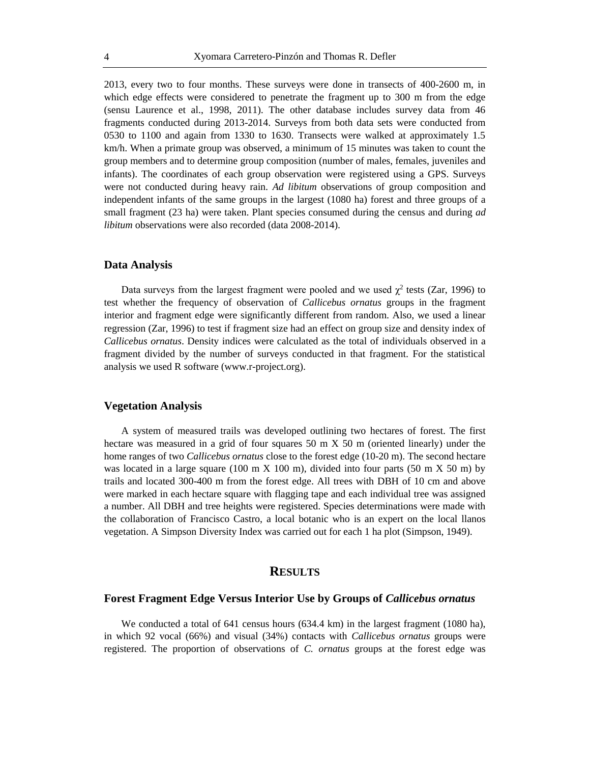2013, every two to four months. These surveys were done in transects of 400-2600 m, in which edge effects were considered to penetrate the fragment up to 300 m from the edge (sensu Laurence et al., 1998, 2011). The other database includes survey data from 46 fragments conducted during 2013-2014. Surveys from both data sets were conducted from 0530 to 1100 and again from 1330 to 1630. Transects were walked at approximately 1.5 km/h. When a primate group was observed, a minimum of 15 minutes was taken to count the group members and to determine group composition (number of males, females, juveniles and infants). The coordinates of each group observation were registered using a GPS. Surveys were not conducted during heavy rain. *Ad libitum* observations of group composition and independent infants of the same groups in the largest (1080 ha) forest and three groups of a small fragment (23 ha) were taken. Plant species consumed during the census and during *ad libitum* observations were also recorded (data 2008-2014).

### Data Analysis

Data surveys from the largest fragment were pooled and we used $\chi^2$ tests (Zar, 1996) to test whether the frequency of observation of *Callicebus ornatus* groups in the fragment interior and fragment edge were significantly different from random. Also, we used a linear regression (Zar, 1996) to test if fragment size had an effect on group size and density index of *Callicebus ornatus*. Density indices were calculated as the total of individuals observed in a fragment divided by the number of surveys conducted in that fragment. For the statistical analysis we used R software (www.r-project.org).

### Vegetation Analysis

A system of measured trails was developed outlining two hectares of forest. The first hectare was measured in a grid of four squares 50 m X 50 m (oriented linearly) under the home ranges of two *Callicebus ornatus* close to the forest edge (10-20 m). The second hectare was located in a large square (100 m X 100 m), divided into four parts (50 m X 50 m) by trails and located 300-400 m from the forest edge. All trees with DBH of 10 cm and above were marked in each hectare square with flagging tape and each individual tree was assigned a number. All DBH and tree heights were registered. Species determinations were made with the collaboration of Francisco Castro, a local botanic who is an expert on the local llanos vegetation. A Simpson Diversity Index was carried out for each 1 ha plot (Simpson, 1949).

## RESULTS

### Forest Fragment Edge Versus Interior Use by Groups of *Callicebus ornatus*

We conducted a total of 641 census hours (634.4 km) in the largest fragment (1080 ha), in which 92 vocal (66%) and visual (34%) contacts with *Callicebus ornatus* groups were registered. The proportion of observations of *C. ornatus* groups at the forest edge was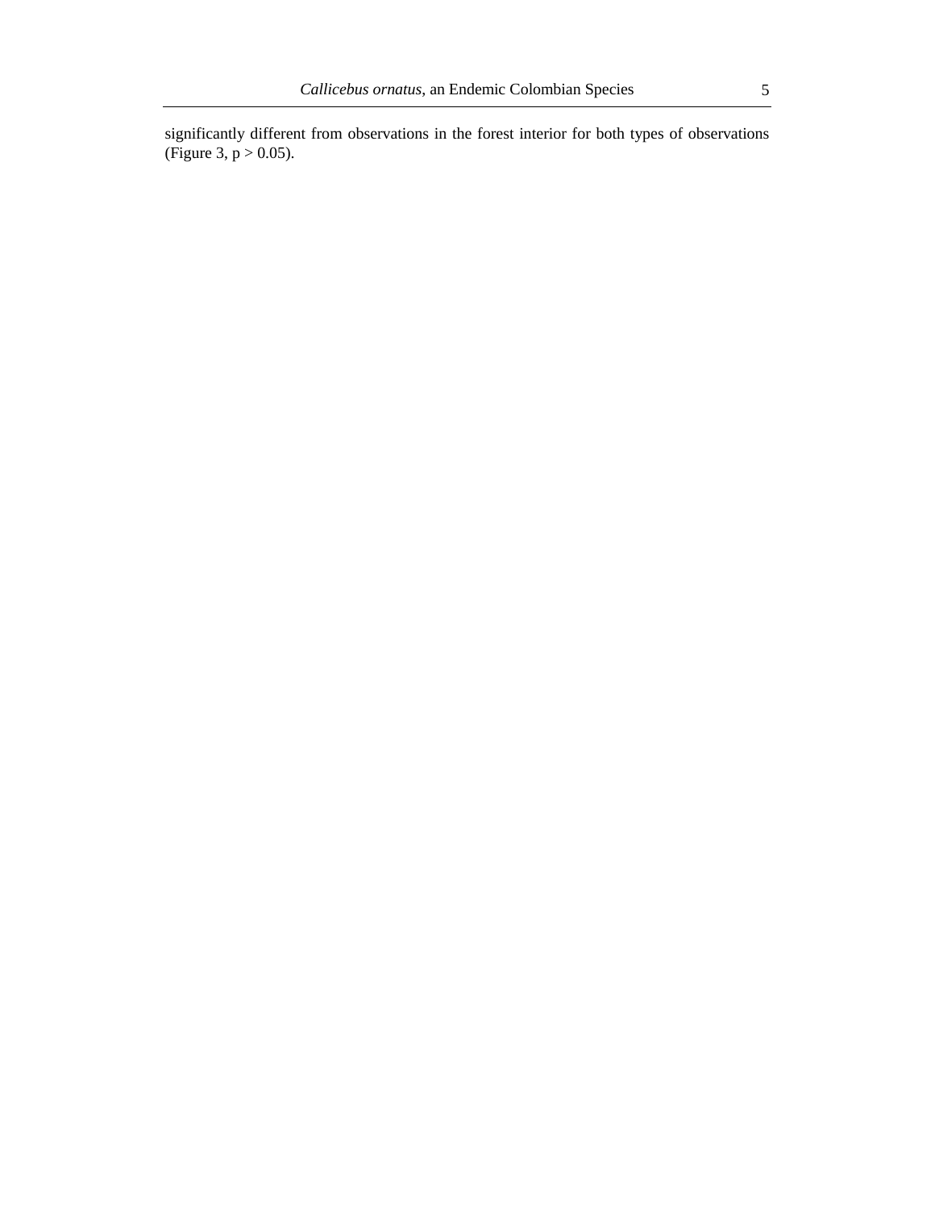significantly different from observations in the forest interior for both types of observations (Figure 3, $p > 0.05$).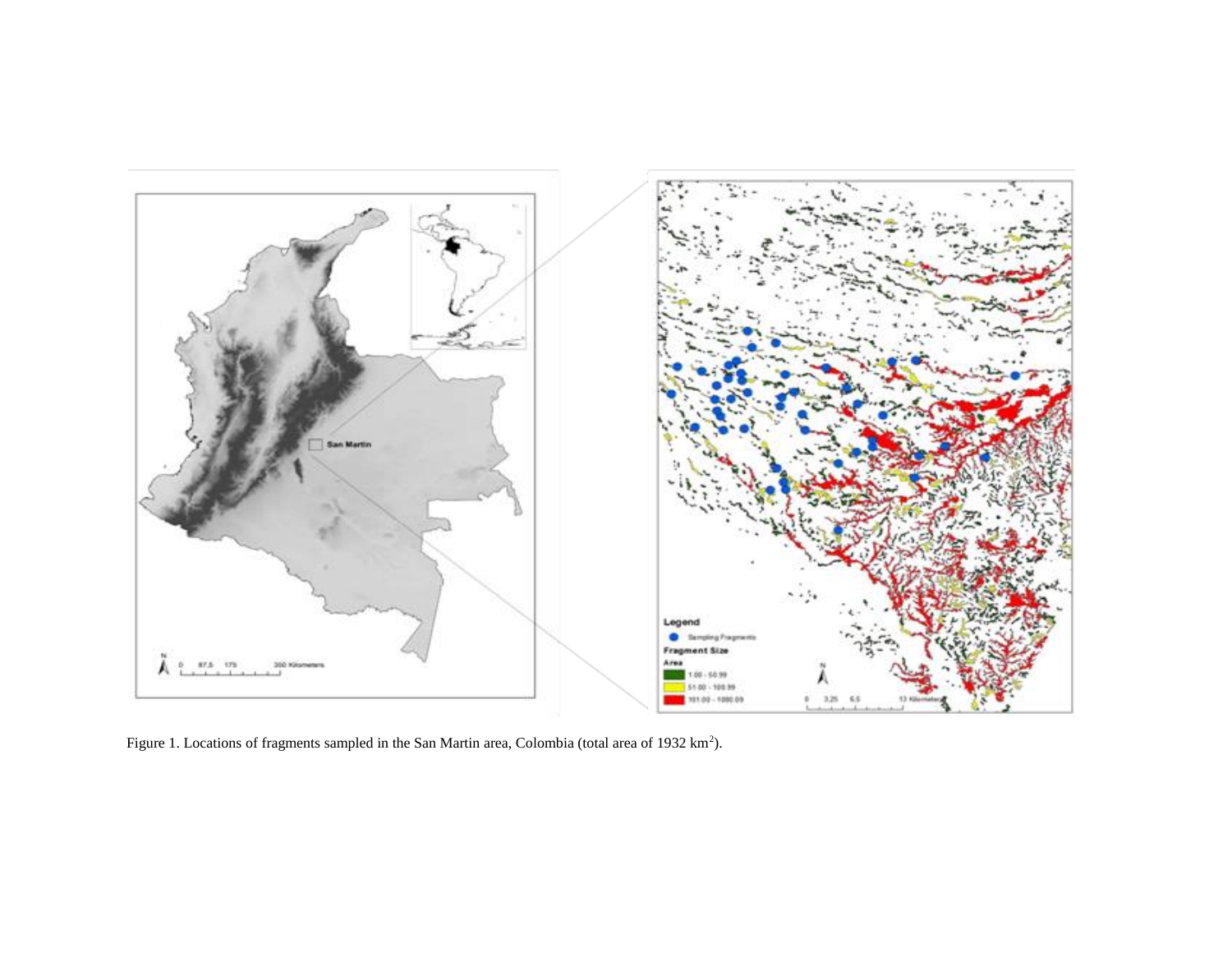Figure 1. Locations of fragments sampled in the San Martin area, Colombia (total area of 1932 $km^2$).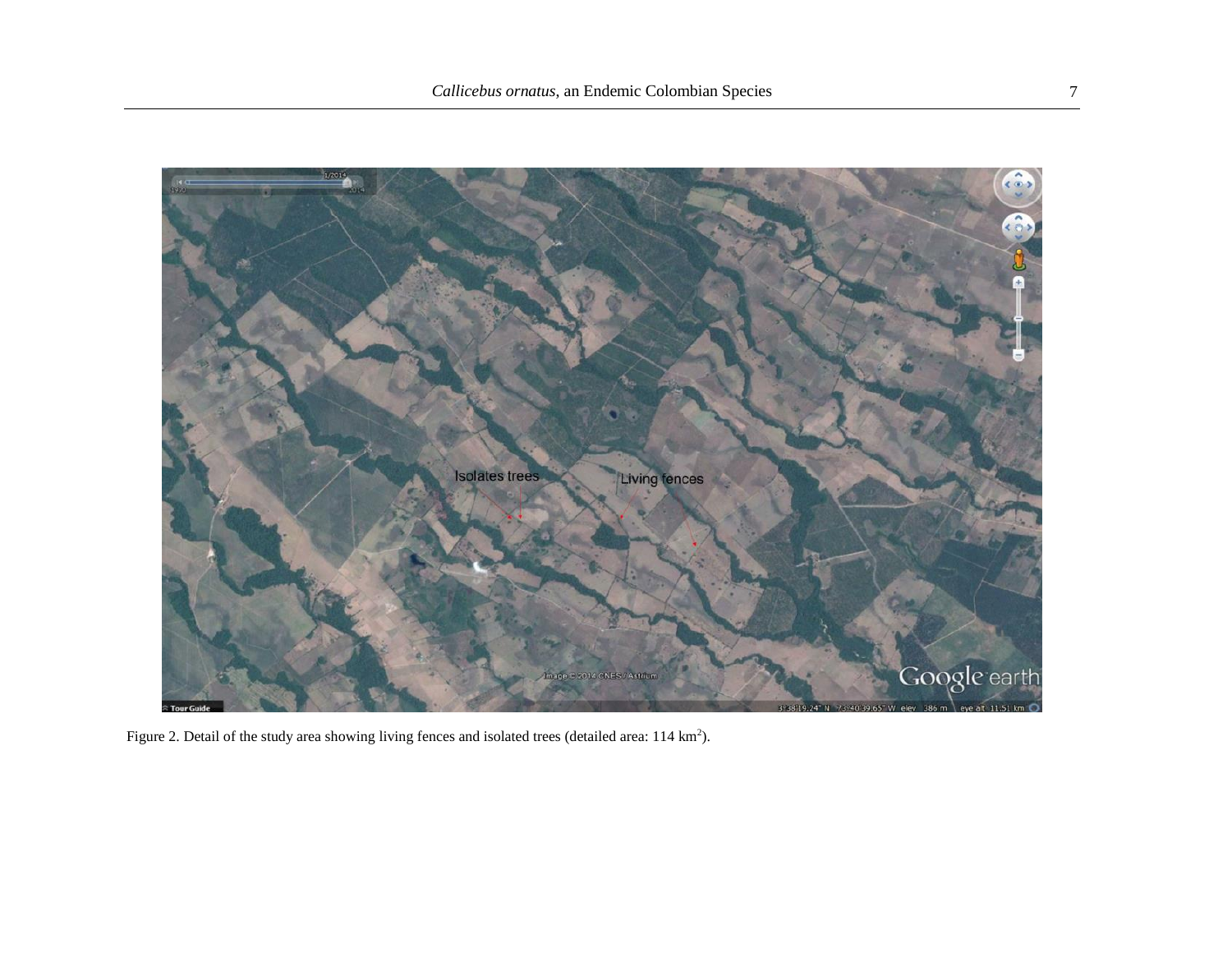Figure 2. Detail of the study area showing living fences and isolated trees (detailed area: 114 $km^2$).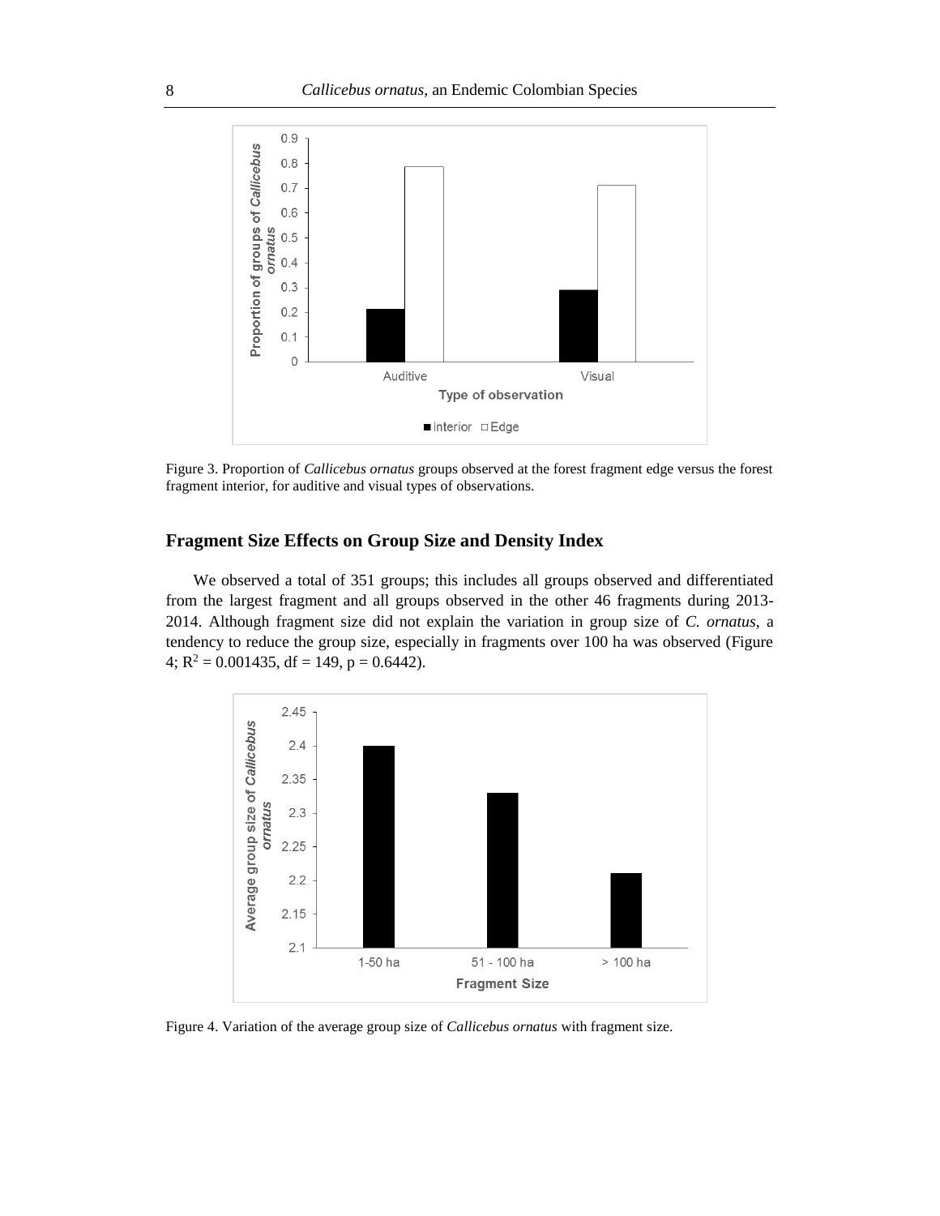Figure 3. Proportion of *Callicebus ornatus* groups observed at the forest fragment edge versus the forest fragment interior, for auditive and visual types of observations.

## Fragment Size Effects on Group Size and Density Index

We observed a total of 351 groups; this includes all groups observed and differentiated from the largest fragment and all groups observed in the other 46 fragments during 2013-2014. Although fragment size did not explain the variation in group size of *C. ornatus*, a tendency to reduce the group size, especially in fragments over 100 ha was observed (Figure 4; $R^2 = 0.001435$, df = 149, p = 0.6442).

Figure 4. Variation of the average group size of *Callicebus ornatus* with fragment size.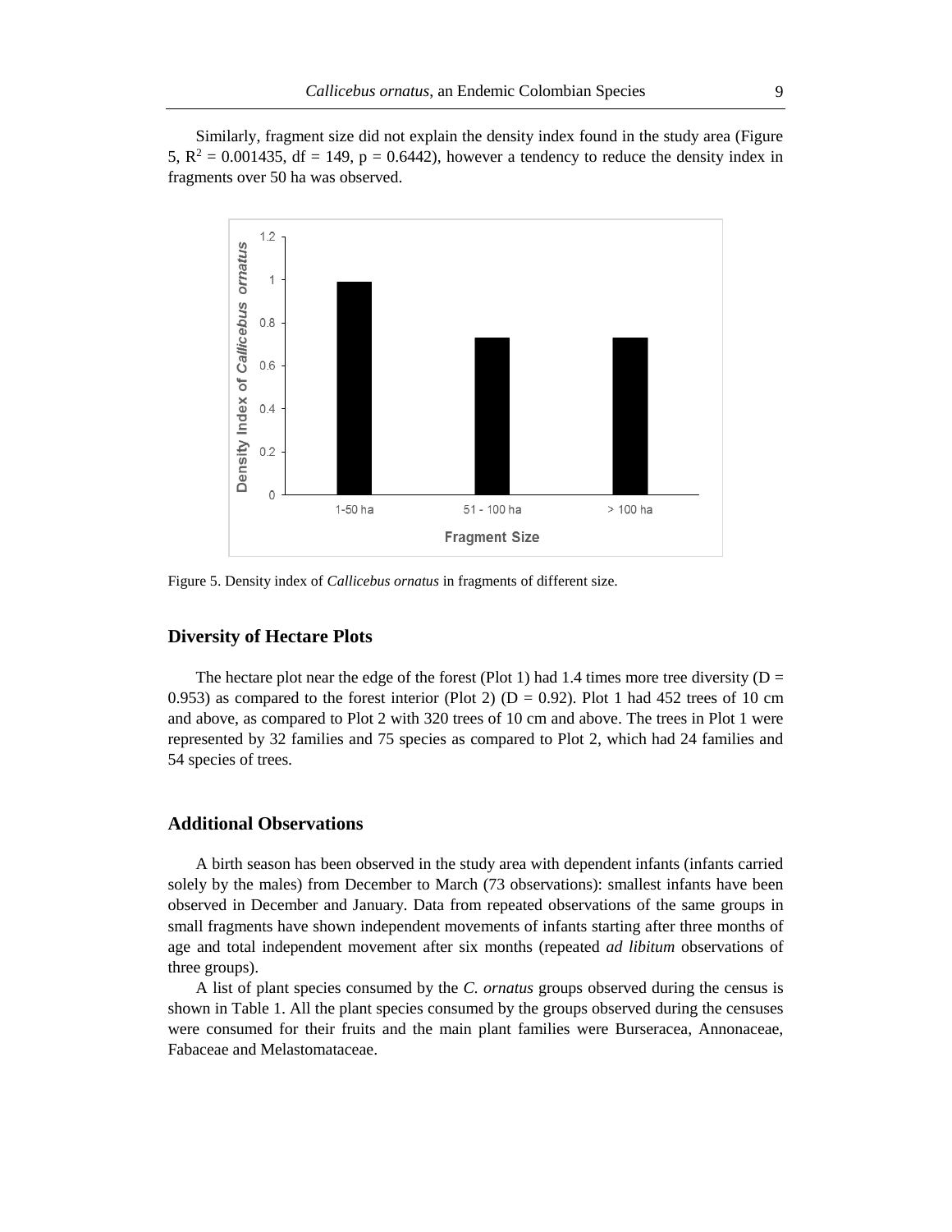Similarly, fragment size did not explain the density index found in the study area (Figure 5, $R^2 = 0.001435$, df = 149, p = 0.6442), however a tendency to reduce the density index in fragments over 50 ha was observed.

Figure 5. Density index of *Callicebus ornatus* in fragments of different size.

## Diversity of Hectare Plots

The hectare plot near the edge of the forest (Plot 1) had 1.4 times more tree diversity (D = 0.953) as compared to the forest interior (Plot 2) (D = 0.92). Plot 1 had 452 trees of 10 cm and above, as compared to Plot 2 with 320 trees of 10 cm and above. The trees in Plot 1 were represented by 32 families and 75 species as compared to Plot 2, which had 24 families and 54 species of trees.

## Additional Observations

A birth season has been observed in the study area with dependent infants (infants carried solely by the males) from December to March (73 observations): smallest infants have been observed in December and January. Data from repeated observations of the same groups in small fragments have shown independent movements of infants starting after three months of age and total independent movement after six months (repeated *ad libitum* observations of three groups).

A list of plant species consumed by the *C. ornatus* groups observed during the census is shown in Table 1. All the plant species consumed by the groups observed during the censuses were consumed for their fruits and the main plant families were Burseracea, Annonaceae, Fabaceae and Melastomataceae.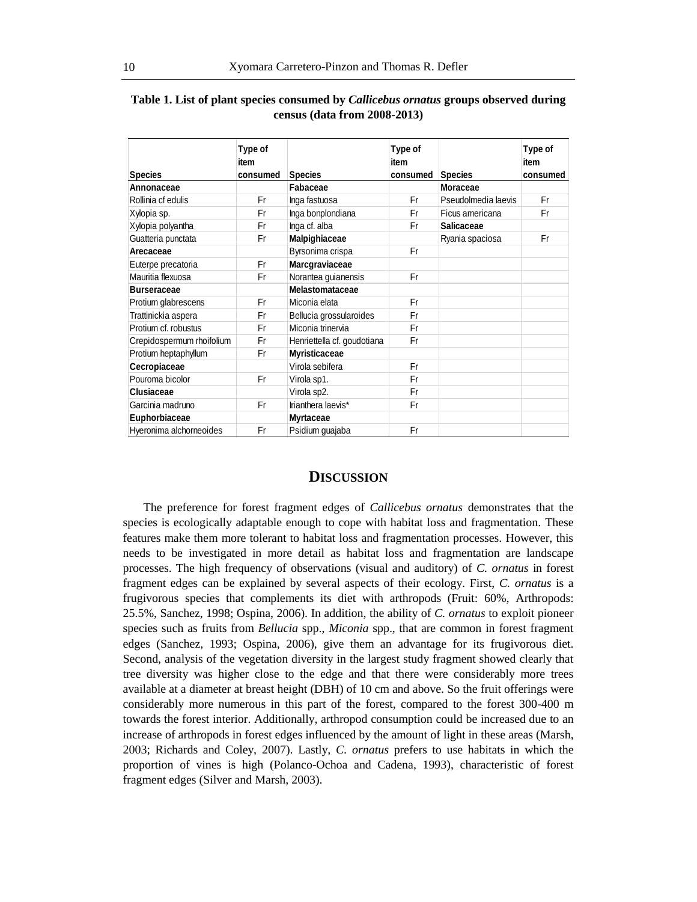**Table 1. List of plant species consumed by *Callicebus ornatus* groups observed during census (data from 2008-2013)**

| Species | Type of item consumed | Species | Type of item consumed | Species | Type of item consumed |
|---|---|---|---|---|---|
| **Annonaceae** | | **Fabaceae** | | **Moraceae** | |
| Rollinia cf edulis | Fr | Inga fastuosa | Fr | Pseudolmedia laevis | Fr |
| Xylopia sp. | Fr | Inga bonplondiana | Fr | Ficus americana | Fr |
| Xylopia polyantha | Fr | Inga cf. alba | Fr | **Salicaceae** | |
| Guatteria punctata | Fr | **Malpighiaceae** | | Ryania spaciosa | Fr |
| **Arecaceae** | | Byrsonima crispa | Fr | | |
| Euterpe precatoria | Fr | **Marcgraviaceae** | | | |
| Mauritia flexuosa | Fr | Norantea guianensis | Fr | | |
| **Burseraceae** | | **Melastomataceae** | | | |
| Protium glabrescens | Fr | Miconia elata | Fr | | |
| Trattinickia aspera | Fr | Bellucia grossularoides | Fr | | |
| Protium cf. robustus | Fr | Miconia trinervia | Fr | | |
| Crepidospermum rhoifolium | Fr | Henriettella cf. goudotiana | Fr | | |
| Protium heptaphyllum | Fr | **Myristicaceae** | | | |
| **Cecropiaceae** | | Virola sebifera | Fr | | |
| Pouroma bicolor | Fr | Virola sp1. | Fr | | |
| **Clusiaceae** | | Virola sp2. | Fr | | |
| Garcinia madruno | Fr | Irianthera laevis* | Fr | | |
| **Euphorbiaceae** | | **Myrtaceae** | | | |
| Hyeronima alchorneoides | Fr | Psidium guajaba | Fr | | |

## DISCUSSION

The preference for forest fragment edges of *Callicebus ornatus* demonstrates that the species is ecologically adaptable enough to cope with habitat loss and fragmentation. These features make them more tolerant to habitat loss and fragmentation processes. However, this needs to be investigated in more detail as habitat loss and fragmentation are landscape processes. The high frequency of observations (visual and auditory) of *C. ornatus* in forest fragment edges can be explained by several aspects of their ecology. First, *C. ornatus* is a frugivorous species that complements its diet with arthropods (Fruit: 60%, Arthropods: 25.5%, Sanchez, 1998; Ospina, 2006). In addition, the ability of *C. ornatus* to exploit pioneer species such as fruits from *Bellucia* spp., *Miconia* spp., that are common in forest fragment edges (Sanchez, 1993; Ospina, 2006), give them an advantage for its frugivorous diet. Second, analysis of the vegetation diversity in the largest study fragment showed clearly that tree diversity was higher close to the edge and that there were considerably more trees available at a diameter at breast height (DBH) of 10 cm and above. So the fruit offerings were considerably more numerous in this part of the forest, compared to the forest 300-400 m towards the forest interior. Additionally, arthropod consumption could be increased due to an increase of arthropods in forest edges influenced by the amount of light in these areas (Marsh, 2003; Richards and Coley, 2007). Lastly, *C. ornatus* prefers to use habitats in which the proportion of vines is high (Polanco-Ochoa and Cadena, 1993), characteristic of forest fragment edges (Silver and Marsh, 2003).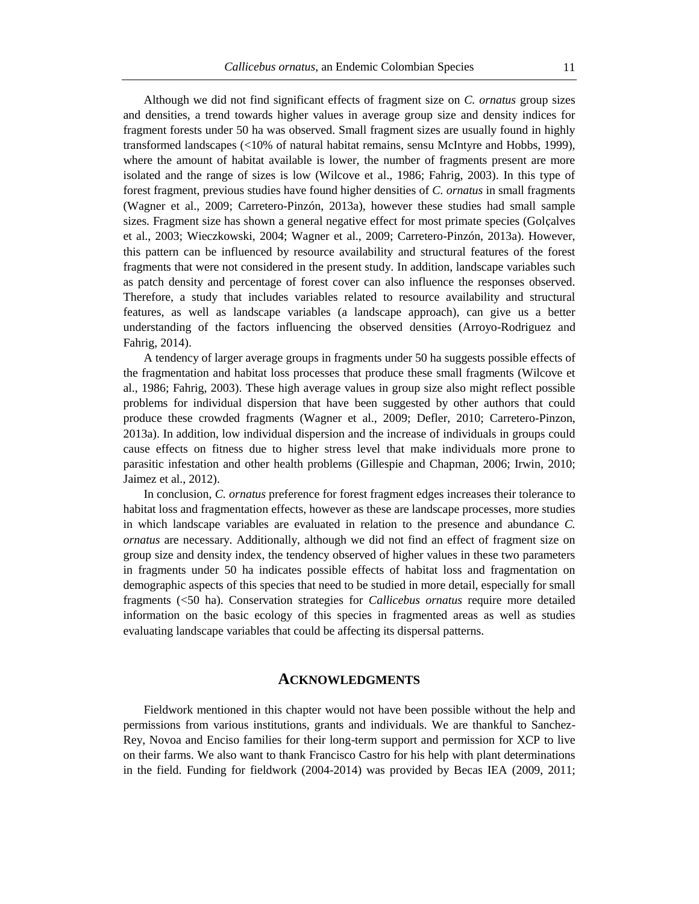Although we did not find significant effects of fragment size on *C. ornatus* group sizes and densities, a trend towards higher values in average group size and density indices for fragment forests under 50 ha was observed. Small fragment sizes are usually found in highly transformed landscapes (<10% of natural habitat remains, sensu McIntyre and Hobbs, 1999), where the amount of habitat available is lower, the number of fragments present are more isolated and the range of sizes is low (Wilcove et al., 1986; Fahrig, 2003). In this type of forest fragment, previous studies have found higher densities of *C. ornatus* in small fragments (Wagner et al., 2009; Carretero-Pinzón, 2013a), however these studies had small sample sizes. Fragment size has shown a general negative effect for most primate species (Golçalves et al., 2003; Wieczkowski, 2004; Wagner et al., 2009; Carretero-Pinzón, 2013a). However, this pattern can be influenced by resource availability and structural features of the forest fragments that were not considered in the present study. In addition, landscape variables such as patch density and percentage of forest cover can also influence the responses observed. Therefore, a study that includes variables related to resource availability and structural features, as well as landscape variables (a landscape approach), can give us a better understanding of the factors influencing the observed densities (Arroyo-Rodriguez and Fahrig, 2014).

A tendency of larger average groups in fragments under 50 ha suggests possible effects of the fragmentation and habitat loss processes that produce these small fragments (Wilcove et al., 1986; Fahrig, 2003). These high average values in group size also might reflect possible problems for individual dispersion that have been suggested by other authors that could produce these crowded fragments (Wagner et al., 2009; Defler, 2010; Carretero-Pinzon, 2013a). In addition, low individual dispersion and the increase of individuals in groups could cause effects on fitness due to higher stress level that make individuals more prone to parasitic infestation and other health problems (Gillespie and Chapman, 2006; Irwin, 2010; Jaimez et al., 2012).

In conclusion, *C. ornatus* preference for forest fragment edges increases their tolerance to habitat loss and fragmentation effects, however as these are landscape processes, more studies in which landscape variables are evaluated in relation to the presence and abundance *C. ornatus* are necessary. Additionally, although we did not find an effect of fragment size on group size and density index, the tendency observed of higher values in these two parameters in fragments under 50 ha indicates possible effects of habitat loss and fragmentation on demographic aspects of this species that need to be studied in more detail, especially for small fragments (<50 ha). Conservation strategies for *Callicebus ornatus* require more detailed information on the basic ecology of this species in fragmented areas as well as studies evaluating landscape variables that could be affecting its dispersal patterns.

## Acknowledgments

Fieldwork mentioned in this chapter would not have been possible without the help and permissions from various institutions, grants and individuals. We are thankful to Sanchez-Rey, Novoa and Enciso families for their long-term support and permission for XCP to live on their farms. We also want to thank Francisco Castro for his help with plant determinations in the field. Funding for fieldwork (2004-2014) was provided by Becas IEA (2009, 2011;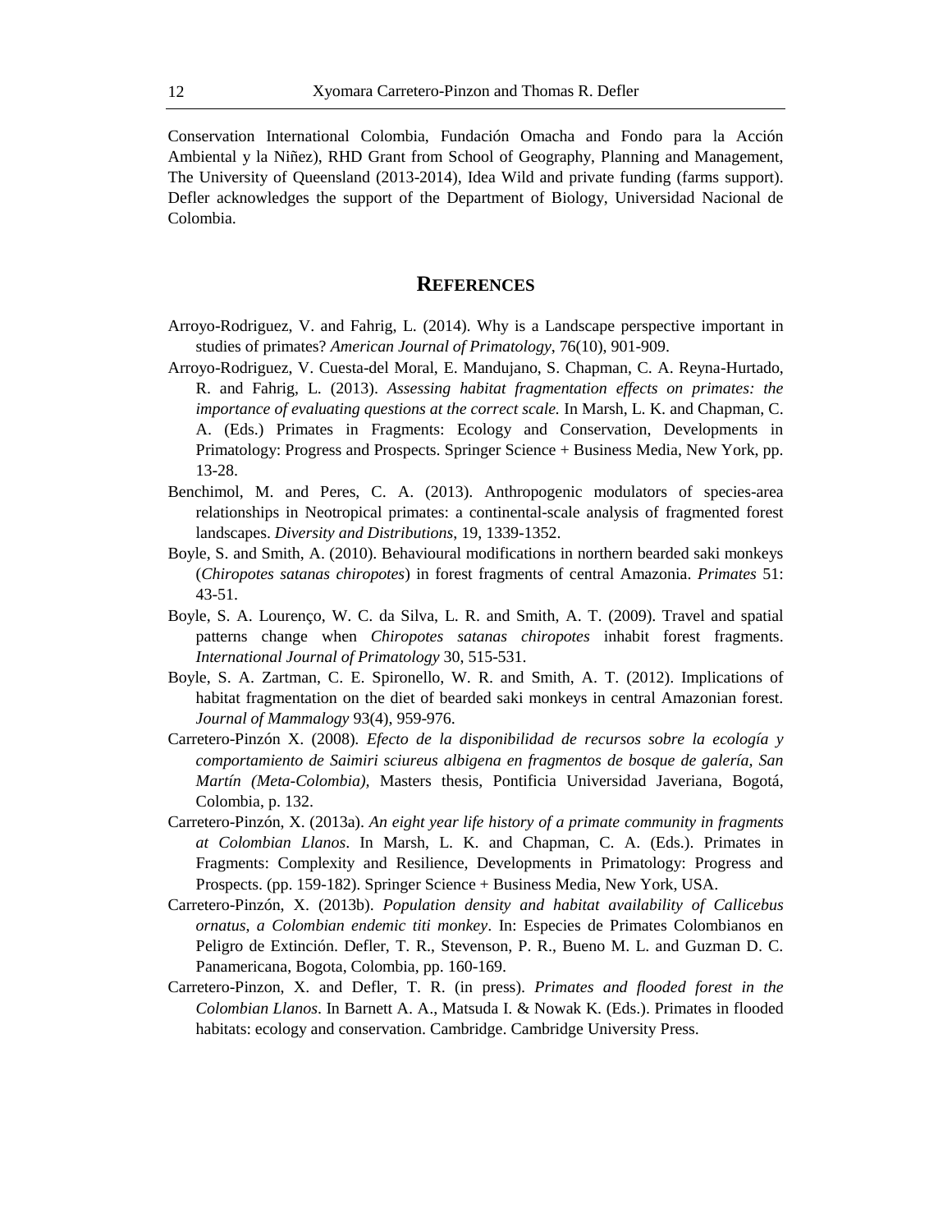Conservation International Colombia, Fundación Omacha and Fondo para la Acción Ambiental y la Niñez), RHD Grant from School of Geography, Planning and Management, The University of Queensland (2013-2014), Idea Wild and private funding (farms support). Defler acknowledges the support of the Department of Biology, Universidad Nacional de Colombia.

## REFERENCES

Arroyo-Rodriguez, V. and Fahrig, L. (2014). Why is a Landscape perspective important in studies of primates? *American Journal of Primatology*, 76(10), 901-909.

Arroyo-Rodriguez, V. Cuesta-del Moral, E. Mandujano, S. Chapman, C. A. Reyna-Hurtado, R. and Fahrig, L. (2013). *Assessing habitat fragmentation effects on primates: the importance of evaluating questions at the correct scale.* In Marsh, L. K. and Chapman, C. A. (Eds.) Primates in Fragments: Ecology and Conservation, Developments in Primatology: Progress and Prospects. Springer Science + Business Media, New York, pp. 13-28.

Benchimol, M. and Peres, C. A. (2013). Anthropogenic modulators of species-area relationships in Neotropical primates: a continental-scale analysis of fragmented forest landscapes. *Diversity and Distributions*, 19, 1339-1352.

Boyle, S. and Smith, A. (2010). Behavioural modifications in northern bearded saki monkeys (*Chiropotes satanas chiropotes*) in forest fragments of central Amazonia. *Primates* 51: 43-51.

Boyle, S. A. Lourenço, W. C. da Silva, L. R. and Smith, A. T. (2009). Travel and spatial patterns change when *Chiropotes satanas chiropotes* inhabit forest fragments. *International Journal of Primatology* 30, 515-531.

Boyle, S. A. Zartman, C. E. Spironello, W. R. and Smith, A. T. (2012). Implications of habitat fragmentation on the diet of bearded saki monkeys in central Amazonian forest. *Journal of Mammalogy* 93(4), 959-976.

Carretero-Pinzón X. (2008). *Efecto de la disponibilidad de recursos sobre la ecología y comportamiento de Saimiri sciureus albigena en fragmentos de bosque de galería, San Martín (Meta-Colombia),* Masters thesis, Pontificia Universidad Javeriana, Bogotá, Colombia, p. 132.

Carretero-Pinzón, X. (2013a). *An eight year life history of a primate community in fragments at Colombian Llanos*. In Marsh, L. K. and Chapman, C. A. (Eds.). Primates in Fragments: Complexity and Resilience, Developments in Primatology: Progress and Prospects. (pp. 159-182). Springer Science + Business Media, New York, USA.

Carretero-Pinzón, X. (2013b). *Population density and habitat availability of Callicebus ornatus, a Colombian endemic titi monkey*. In: Especies de Primates Colombianos en Peligro de Extinción. Defler, T. R., Stevenson, P. R., Bueno M. L. and Guzman D. C. Panamericana, Bogota, Colombia, pp. 160-169.

Carretero-Pinzon, X. and Defler, T. R. (in press). *Primates and flooded forest in the Colombian Llanos*. In Barnett A. A., Matsuda I. & Nowak K. (Eds.). Primates in flooded habitats: ecology and conservation. Cambridge. Cambridge University Press.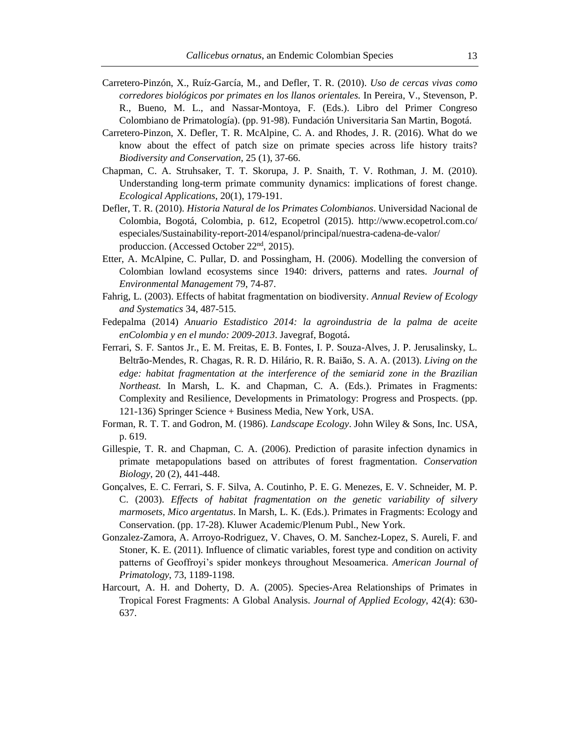Carretero-Pinzón, X., Ruíz-García, M., and Defler, T. R. (2010). *Uso de cercas vivas como corredores biológicos por primates en los llanos orientales.* In Pereira, V., Stevenson, P. R., Bueno, M. L., and Nassar-Montoya, F. (Eds.). Libro del Primer Congreso Colombiano de Primatología). (pp. 91-98). Fundación Universitaria San Martin, Bogotá.

Carretero-Pinzon, X. Defler, T. R. McAlpine, C. A. and Rhodes, J. R. (2016). What do we know about the effect of patch size on primate species across life history traits? *Biodiversity and Conservation*, 25 (1), 37-66.

Chapman, C. A. Struhsaker, T. T. Skorupa, J. P. Snaith, T. V. Rothman, J. M. (2010). Understanding long-term primate community dynamics: implications of forest change. *Ecological Applications*, 20(1), 179-191.

Defler, T. R. (2010). *Historia Natural de los Primates Colombianos*. Universidad Nacional de Colombia, Bogotá, Colombia, p. 612, Ecopetrol (2015). http://www.ecopetrol.com.co/especiales/Sustainability-report-2014/espanol/principal/nuestra-cadena-de-valor/produccion. (Accessed October 22nd, 2015).

Etter, A. McAlpine, C. Pullar, D. and Possingham, H. (2006). Modelling the conversion of Colombian lowland ecosystems since 1940: drivers, patterns and rates. *Journal of Environmental Management* 79, 74-87.

Fahrig, L. (2003). Effects of habitat fragmentation on biodiversity. *Annual Review of Ecology and Systematics* 34, 487-515.

Fedepalma (2014) *Anuario Estadistico 2014: la agroindustria de la palma de aceite enColombia y en el mundo: 2009-2013*. Javegraf, Bogotá.

Ferrari, S. F. Santos Jr., E. M. Freitas, E. B. Fontes, I. P. Souza-Alves, J. P. Jerusalinsky, L. Beltrão-Mendes, R. Chagas, R. R. D. Hilário, R. R. Baião, S. A. A. (2013). *Living on the edge: habitat fragmentation at the interference of the semiarid zone in the Brazilian Northeast.* In Marsh, L. K. and Chapman, C. A. (Eds.). Primates in Fragments: Complexity and Resilience, Developments in Primatology: Progress and Prospects. (pp. 121-136) Springer Science + Business Media, New York, USA.

Forman, R. T. T. and Godron, M. (1986). *Landscape Ecology*. John Wiley & Sons, Inc. USA, p. 619.

Gillespie, T. R. and Chapman, C. A. (2006). Prediction of parasite infection dynamics in primate metapopulations based on attributes of forest fragmentation. *Conservation Biology*, 20 (2), 441-448.

Gonçalves, E. C. Ferrari, S. F. Silva, A. Coutinho, P. E. G. Menezes, E. V. Schneider, M. P. C. (2003). *Effects of habitat fragmentation on the genetic variability of silvery marmosets, Mico argentatus*. In Marsh, L. K. (Eds.). Primates in Fragments: Ecology and Conservation. (pp. 17-28). Kluwer Academic/Plenum Publ., New York.

Gonzalez-Zamora, A. Arroyo-Rodriguez, V. Chaves, O. M. Sanchez-Lopez, S. Aureli, F. and Stoner, K. E. (2011). Influence of climatic variables, forest type and condition on activity patterns of Geoffroyi's spider monkeys throughout Mesoamerica. *American Journal of Primatology*, 73, 1189-1198.

Harcourt, A. H. and Doherty, D. A. (2005). Species-Area Relationships of Primates in Tropical Forest Fragments: A Global Analysis. *Journal of Applied Ecology*, 42(4): 630-637.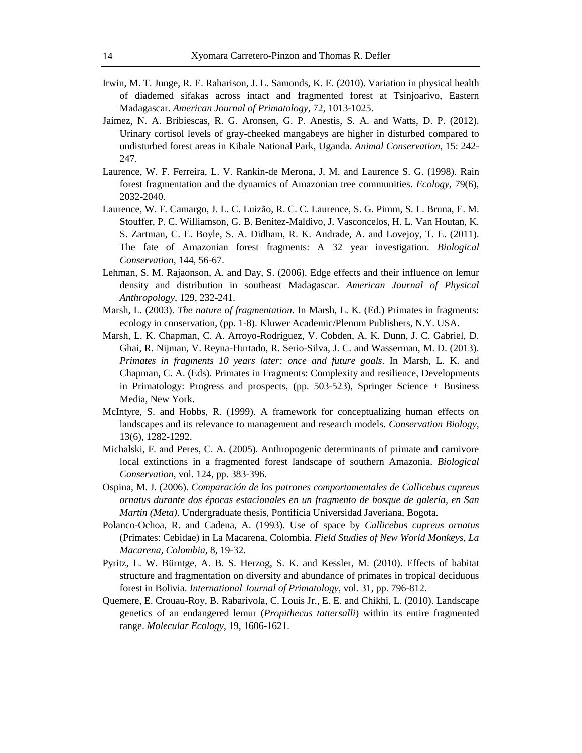Irwin, M. T. Junge, R. E. Raharison, J. L. Samonds, K. E. (2010). Variation in physical health of diademed sifakas across intact and fragmented forest at Tsinjoarivo, Eastern Madagascar. *American Journal of Primatology*, 72, 1013-1025.

Jaimez, N. A. Bribiescas, R. G. Aronsen, G. P. Anestis, S. A. and Watts, D. P. (2012). Urinary cortisol levels of gray-cheeked mangabeys are higher in disturbed compared to undisturbed forest areas in Kibale National Park, Uganda. *Animal Conservation*, 15: 242-247.

Laurence, W. F. Ferreira, L. V. Rankin-de Merona, J. M. and Laurence S. G. (1998). Rain forest fragmentation and the dynamics of Amazonian tree communities. *Ecology*, 79(6), 2032-2040.

Laurence, W. F. Camargo, J. L. C. Luizão, R. C. C. Laurence, S. G. Pimm, S. L. Bruna, E. M. Stouffer, P. C. Williamson, G. B. Benitez-Maldivo, J. Vasconcelos, H. L. Van Houtan, K. S. Zartman, C. E. Boyle, S. A. Didham, R. K. Andrade, A. and Lovejoy, T. E. (2011). The fate of Amazonian forest fragments: A 32 year investigation. *Biological Conservation*, 144, 56-67.

Lehman, S. M. Rajaonson, A. and Day, S. (2006). Edge effects and their influence on lemur density and distribution in southeast Madagascar. *American Journal of Physical Anthropology*, 129, 232-241.

Marsh, L. (2003). *The nature of fragmentation*. In Marsh, L. K. (Ed.) Primates in fragments: ecology in conservation, (pp. 1-8). Kluwer Academic/Plenum Publishers, N.Y. USA.

Marsh, L. K. Chapman, C. A. Arroyo-Rodriguez, V. Cobden, A. K. Dunn, J. C. Gabriel, D. Ghai, R. Nijman, V. Reyna-Hurtado, R. Serio-Silva, J. C. and Wasserman, M. D. (2013). *Primates in fragments 10 years later: once and future goals*. In Marsh, L. K. and Chapman, C. A. (Eds). Primates in Fragments: Complexity and resilience, Developments in Primatology: Progress and prospects, (pp. 503-523), Springer Science + Business Media, New York.

McIntyre, S. and Hobbs, R. (1999). A framework for conceptualizing human effects on landscapes and its relevance to management and research models. *Conservation Biology*, 13(6), 1282-1292.

Michalski, F. and Peres, C. A. (2005). Anthropogenic determinants of primate and carnivore local extinctions in a fragmented forest landscape of southern Amazonia. *Biological Conservation*, vol. 124, pp. 383-396.

Ospina, M. J. (2006). *Comparación de los patrones comportamentales de Callicebus cupreus ornatus durante dos épocas estacionales en un fragmento de bosque de galería, en San Martin (Meta).* Undergraduate thesis, Pontificia Universidad Javeriana, Bogota.

Polanco-Ochoa, R. and Cadena, A. (1993). Use of space by *Callicebus cupreus ornatus* (Primates: Cebidae) in La Macarena, Colombia. *Field Studies of New World Monkeys, La Macarena, Colombia*, 8, 19-32.

Pyritz, L. W. Bürntge, A. B. S. Herzog, S. K. and Kessler, M. (2010). Effects of habitat structure and fragmentation on diversity and abundance of primates in tropical deciduous forest in Bolivia. *International Journal of Primatology*, vol. 31, pp. 796-812.

Quemere, E. Crouau-Roy, B. Rabarivola, C. Louis Jr., E. E. and Chikhi, L. (2010). Landscape genetics of an endangered lemur (*Propithecus tattersalli*) within its entire fragmented range. *Molecular Ecology*, 19, 1606-1621.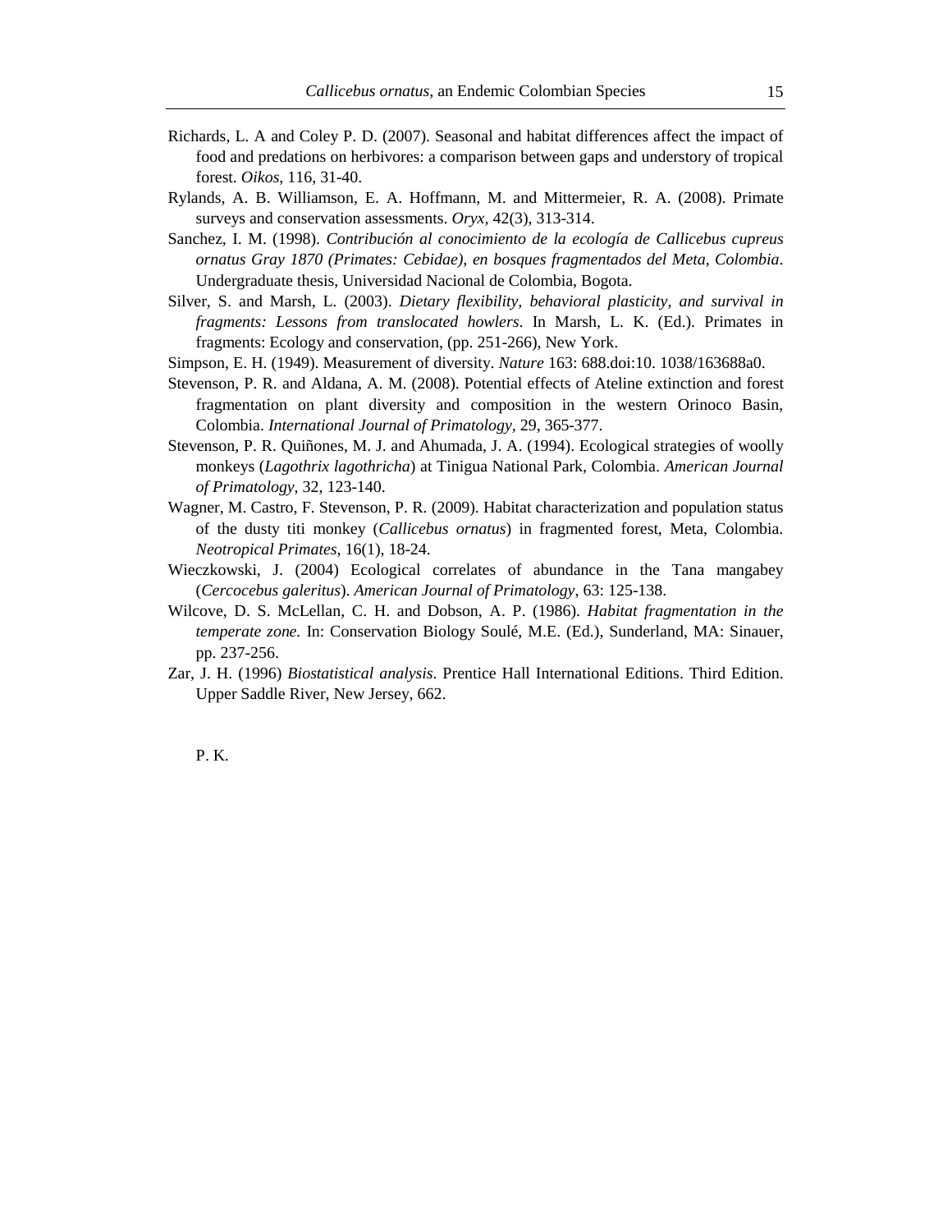Richards, L. A and Coley P. D. (2007). Seasonal and habitat differences affect the impact of food and predations on herbivores: a comparison between gaps and understory of tropical forest. *Oikos*, 116, 31-40.

Rylands, A. B. Williamson, E. A. Hoffmann, M. and Mittermeier, R. A. (2008). Primate surveys and conservation assessments. *Oryx,* 42(3), 313-314.

Sanchez, I. M. (1998). *Contribución al conocimiento de la ecología de Callicebus cupreus ornatus Gray 1870 (Primates: Cebidae), en bosques fragmentados del Meta, Colombia*. Undergraduate thesis, Universidad Nacional de Colombia, Bogota.

Silver, S. and Marsh, L. (2003). *Dietary flexibility, behavioral plasticity, and survival in fragments: Lessons from translocated howlers*. In Marsh, L. K. (Ed.). Primates in fragments: Ecology and conservation, (pp. 251-266), New York.

Simpson, E. H. (1949). Measurement of diversity. *Nature* 163: 688.doi:10. 1038/163688a0.

Stevenson, P. R. and Aldana, A. M. (2008). Potential effects of Ateline extinction and forest fragmentation on plant diversity and composition in the western Orinoco Basin, Colombia. *International Journal of Primatology,* 29, 365-377.

Stevenson, P. R. Quiñones, M. J. and Ahumada, J. A. (1994). Ecological strategies of woolly monkeys (*Lagothrix lagothricha*) at Tinigua National Park, Colombia. *American Journal of Primatology,* 32, 123-140.

Wagner, M. Castro, F. Stevenson, P. R. (2009). Habitat characterization and population status of the dusty titi monkey (*Callicebus ornatus*) in fragmented forest, Meta, Colombia. *Neotropical Primates,* 16(1), 18-24.

Wieczkowski, J. (2004) Ecological correlates of abundance in the Tana mangabey (*Cercocebus galeritus*). *American Journal of Primatology*, 63: 125-138.

Wilcove, D. S. McLellan, C. H. and Dobson, A. P. (1986). *Habitat fragmentation in the temperate zone.* In: Conservation Biology Soulé, M.E. (Ed.), Sunderland, MA: Sinauer, pp. 237-256.

Zar, J. H. (1996) *Biostatistical analysis*. Prentice Hall International Editions. Third Edition. Upper Saddle River, New Jersey, 662.

P. K.